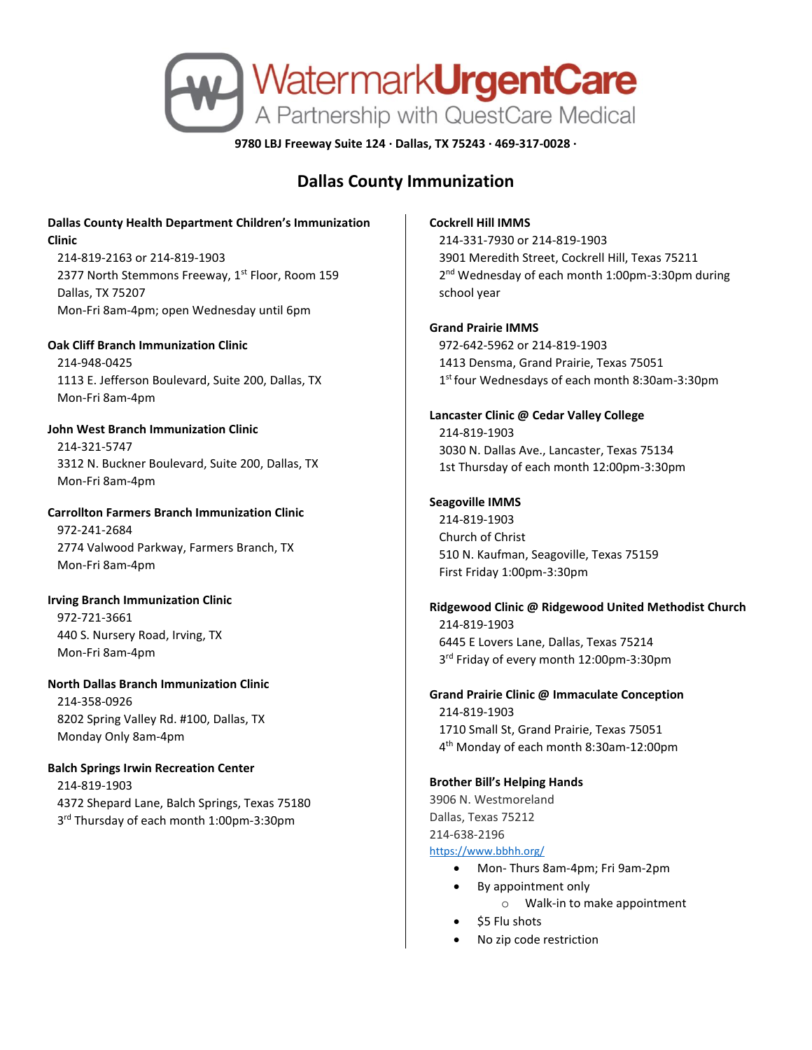# WatermarkUrgentCare

A Partnership with QuestCare Medical

**9780 LBJ Freeway Suite 124 · Dallas, TX 75243 · 469-317-0028 ·**

## Dallas County Immunization

**Dallas County Health Department Children's Immunization Clinic**
214-819-2163 or 214-819-1903
2377 North Stemmons Freeway, 1st Floor, Room 159
Dallas, TX 75207
Mon-Fri 8am-4pm; open Wednesday until 6pm

**Oak Cliff Branch Immunization Clinic**
214-948-0425
1113 E. Jefferson Boulevard, Suite 200, Dallas, TX
Mon-Fri 8am-4pm

**John West Branch Immunization Clinic**
214-321-5747
3312 N. Buckner Boulevard, Suite 200, Dallas, TX
Mon-Fri 8am-4pm

**Carrollton Farmers Branch Immunization Clinic**
972-241-2684
2774 Valwood Parkway, Farmers Branch, TX
Mon-Fri 8am-4pm

**Irving Branch Immunization Clinic**
972-721-3661
440 S. Nursery Road, Irving, TX
Mon-Fri 8am-4pm

**North Dallas Branch Immunization Clinic**
214-358-0926
8202 Spring Valley Rd. #100, Dallas, TX
Monday Only 8am-4pm

**Balch Springs Irwin Recreation Center**
214-819-1903
4372 Shepard Lane, Balch Springs, Texas 75180
3rd Thursday of each month 1:00pm-3:30pm

**Cockrell Hill IMMS**
214-331-7930 or 214-819-1903
3901 Meredith Street, Cockrell Hill, Texas 75211
2nd Wednesday of each month 1:00pm-3:30pm during school year

**Grand Prairie IMMS**
972-642-5962 or 214-819-1903
1413 Densma, Grand Prairie, Texas 75051
1st four Wednesdays of each month 8:30am-3:30pm

**Lancaster Clinic @ Cedar Valley College**
214-819-1903
3030 N. Dallas Ave., Lancaster, Texas 75134
1st Thursday of each month 12:00pm-3:30pm

**Seagoville IMMS**
214-819-1903
Church of Christ
510 N. Kaufman, Seagoville, Texas 75159
First Friday 1:00pm-3:30pm

**Ridgewood Clinic @ Ridgewood United Methodist Church**
214-819-1903
6445 E Lovers Lane, Dallas, Texas 75214
3rd Friday of every month 12:00pm-3:30pm

**Grand Prairie Clinic @ Immaculate Conception**
214-819-1903
1710 Small St, Grand Prairie, Texas 75051
4th Monday of each month 8:30am-12:00pm

**Brother Bill's Helping Hands**
3906 N. Westmoreland
Dallas, Texas 75212
214-638-2196
https://www.bbhh.org/

- Mon- Thurs 8am-4pm; Fri 9am-2pm
- By appointment only
  - Walk-in to make appointment
- $5 Flu shots
- No zip code restriction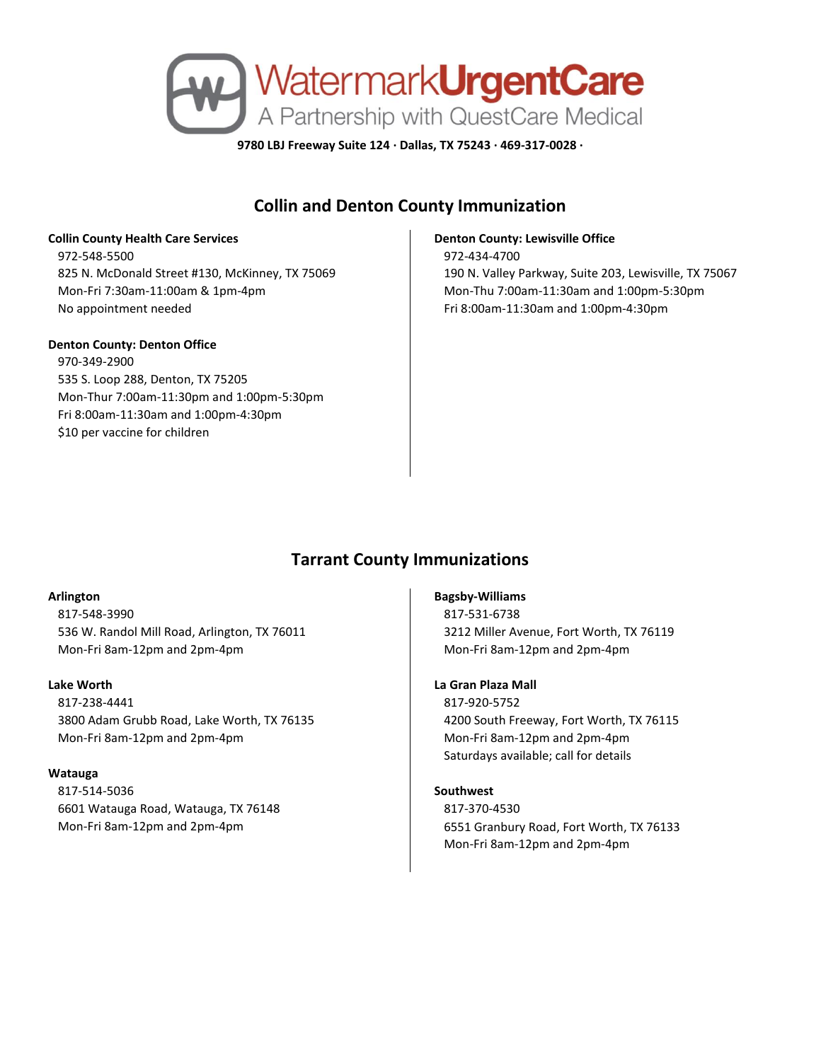# WatermarkUrgentCare

A Partnership with QuestCare Medical

**9780 LBJ Freeway Suite 124 · Dallas, TX 75243 · 469-317-0028 ·**

## Collin and Denton County Immunization

**Collin County Health Care Services**
972-548-5500
825 N. McDonald Street #130, McKinney, TX 75069
Mon-Fri 7:30am-11:00am & 1pm-4pm
No appointment needed

**Denton County: Denton Office**
970-349-2900
535 S. Loop 288, Denton, TX 75205
Mon-Thur 7:00am-11:30pm and 1:00pm-5:30pm
Fri 8:00am-11:30am and 1:00pm-4:30pm
$10 per vaccine for children

**Denton County: Lewisville Office**
972-434-4700
190 N. Valley Parkway, Suite 203, Lewisville, TX 75067
Mon-Thu 7:00am-11:30am and 1:00pm-5:30pm
Fri 8:00am-11:30am and 1:00pm-4:30pm

## Tarrant County Immunizations

**Arlington**
817-548-3990
536 W. Randol Mill Road, Arlington, TX 76011
Mon-Fri 8am-12pm and 2pm-4pm

**Lake Worth**
817-238-4441
3800 Adam Grubb Road, Lake Worth, TX 76135
Mon-Fri 8am-12pm and 2pm-4pm

**Watauga**
817-514-5036
6601 Watauga Road, Watauga, TX 76148
Mon-Fri 8am-12pm and 2pm-4pm

**Bagsby-Williams**
817-531-6738
3212 Miller Avenue, Fort Worth, TX 76119
Mon-Fri 8am-12pm and 2pm-4pm

**La Gran Plaza Mall**
817-920-5752
4200 South Freeway, Fort Worth, TX 76115
Mon-Fri 8am-12pm and 2pm-4pm
Saturdays available; call for details

**Southwest**
817-370-4530
6551 Granbury Road, Fort Worth, TX 76133
Mon-Fri 8am-12pm and 2pm-4pm